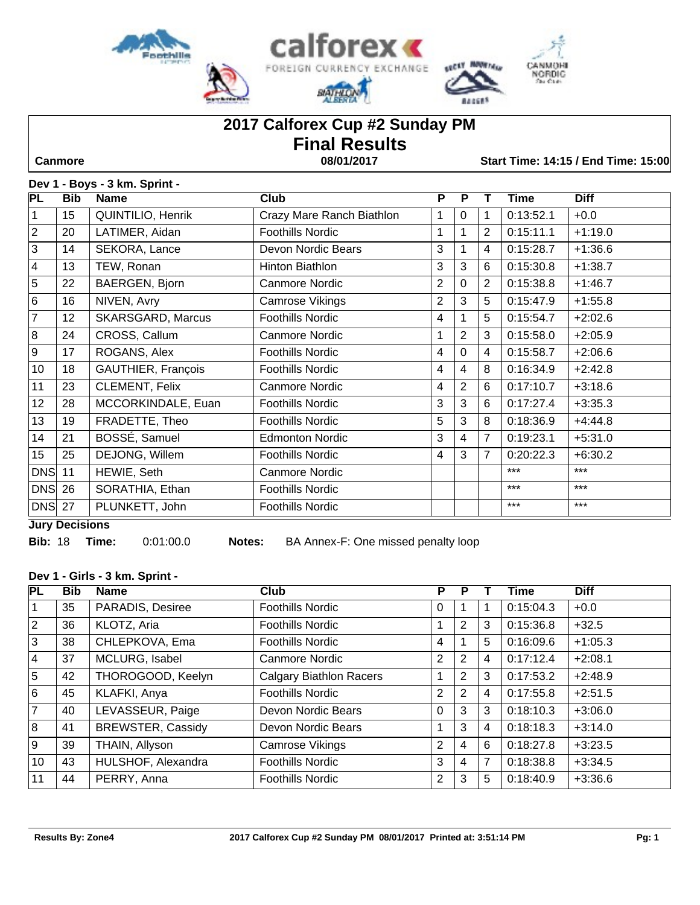# 2017 Calforex Cup #2 Sunday PM

## Final Results

**Canmore** | **08/01/2017** | **Start Time: 14:15 / End Time: 15:00**

### Dev 1 - Boys - 3 km. Sprint -

| PL | Bib | Name | Club | P | P | T | Time | Diff |
|---|---|---|---|---|---|---|---|---|
| 1 | 15 | QUINTILIO, Henrik | Crazy Mare Ranch Biathlon | 1 | 0 | 1 | 0:13:52.1 | +0.0 |
| 2 | 20 | LATIMER, Aidan | Foothills Nordic | 1 | 1 | 2 | 0:15:11.1 | +1:19.0 |
| 3 | 14 | SEKORA, Lance | Devon Nordic Bears | 3 | 1 | 4 | 0:15:28.7 | +1:36.6 |
| 4 | 13 | TEW, Ronan | Hinton Biathlon | 3 | 3 | 6 | 0:15:30.8 | +1:38.7 |
| 5 | 22 | BAERGEN, Bjorn | Canmore Nordic | 2 | 0 | 2 | 0:15:38.8 | +1:46.7 |
| 6 | 16 | NIVEN, Avry | Camrose Vikings | 2 | 3 | 5 | 0:15:47.9 | +1:55.8 |
| 7 | 12 | SKARSGARD, Marcus | Foothills Nordic | 4 | 1 | 5 | 0:15:54.7 | +2:02.6 |
| 8 | 24 | CROSS, Callum | Canmore Nordic | 1 | 2 | 3 | 0:15:58.0 | +2:05.9 |
| 9 | 17 | ROGANS, Alex | Foothills Nordic | 4 | 0 | 4 | 0:15:58.7 | +2:06.6 |
| 10 | 18 | GAUTHIER, François | Foothills Nordic | 4 | 4 | 8 | 0:16:34.9 | +2:42.8 |
| 11 | 23 | CLEMENT, Felix | Canmore Nordic | 4 | 2 | 6 | 0:17:10.7 | +3:18.6 |
| 12 | 28 | MCCORKINDALE, Euan | Foothills Nordic | 3 | 3 | 6 | 0:17:27.4 | +3:35.3 |
| 13 | 19 | FRADETTE, Theo | Foothills Nordic | 5 | 3 | 8 | 0:18:36.9 | +4:44.8 |
| 14 | 21 | BOSSÉ, Samuel | Edmonton Nordic | 3 | 4 | 7 | 0:19:23.1 | +5:31.0 |
| 15 | 25 | DEJONG, Willem | Foothills Nordic | 4 | 3 | 7 | 0:20:22.3 | +6:30.2 |
| DNS | 11 | HEWIE, Seth | Canmore Nordic | | | | *** | *** |
| DNS | 26 | SORATHIA, Ethan | Foothills Nordic | | | | *** | *** |
| DNS | 27 | PLUNKETT, John | Foothills Nordic | | | | *** | *** |

**Jury Decisions**

**Bib:** 18 **Time:** 0:01:00.0 **Notes:** BA Annex-F: One missed penalty loop

### Dev 1 - Girls - 3 km. Sprint -

| PL | Bib | Name | Club | P | P | T | Time | Diff |
|---|---|---|---|---|---|---|---|---|
| 1 | 35 | PARADIS, Desiree | Foothills Nordic | 0 | 1 | 1 | 0:15:04.3 | +0.0 |
| 2 | 36 | KLOTZ, Aria | Foothills Nordic | 1 | 2 | 3 | 0:15:36.8 | +32.5 |
| 3 | 38 | CHLEPKOVA, Ema | Foothills Nordic | 4 | 1 | 5 | 0:16:09.6 | +1:05.3 |
| 4 | 37 | MCLURG, Isabel | Canmore Nordic | 2 | 2 | 4 | 0:17:12.4 | +2:08.1 |
| 5 | 42 | THOROGOOD, Keelyn | Calgary Biathlon Racers | 1 | 2 | 3 | 0:17:53.2 | +2:48.9 |
| 6 | 45 | KLAFKI, Anya | Foothills Nordic | 2 | 2 | 4 | 0:17:55.8 | +2:51.5 |
| 7 | 40 | LEVASSEUR, Paige | Devon Nordic Bears | 0 | 3 | 3 | 0:18:10.3 | +3:06.0 |
| 8 | 41 | BREWSTER, Cassidy | Devon Nordic Bears | 1 | 3 | 4 | 0:18:18.3 | +3:14.0 |
| 9 | 39 | THAIN, Allyson | Camrose Vikings | 2 | 4 | 6 | 0:18:27.8 | +3:23.5 |
| 10 | 43 | HULSHOF, Alexandra | Foothills Nordic | 3 | 4 | 7 | 0:18:38.8 | +3:34.5 |
| 11 | 44 | PERRY, Anna | Foothills Nordic | 2 | 3 | 5 | 0:18:40.9 | +3:36.6 |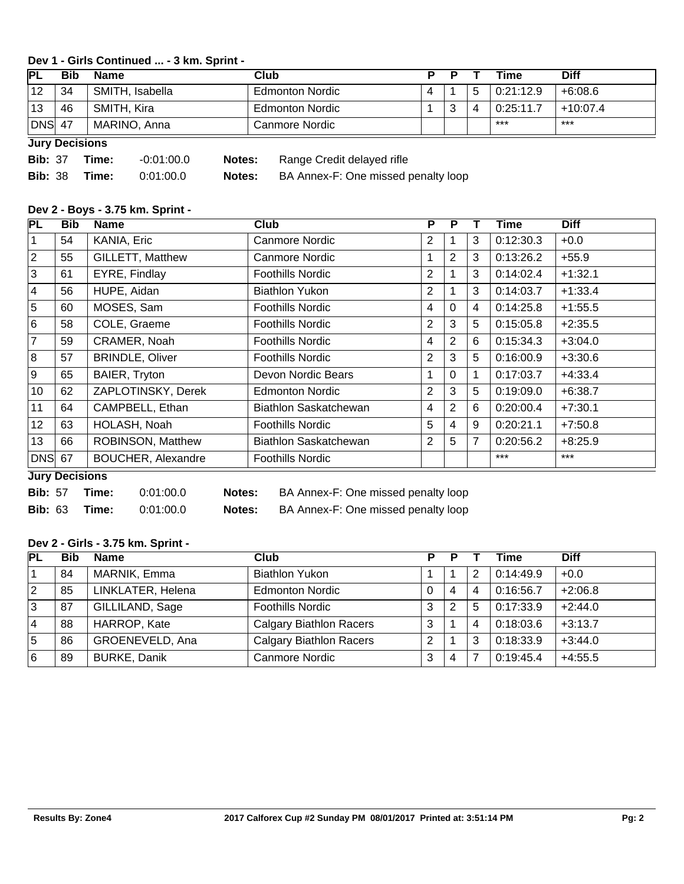### Dev 1 - Girls Continued ... - 3 km. Sprint -

| PL | Bib | Name | Club | P | P | T | Time | Diff |
|---|---|---|---|---|---|---|---|---|
| 12 | 34 | SMITH, Isabella | Edmonton Nordic | 4 | 1 | 5 | 0:21:12.9 | +6:08.6 |
| 13 | 46 | SMITH, Kira | Edmonton Nordic | 1 | 3 | 4 | 0:25:11.7 | +10:07.4 |
| DNS | 47 | MARINO, Anna | Canmore Nordic | | | | *** | *** |

**Jury Decisions**

**Bib:** 37 **Time:** -0:01:00.0 **Notes:** Range Credit delayed rifle

**Bib:** 38 **Time:** 0:01:00.0 **Notes:** BA Annex-F: One missed penalty loop

### Dev 2 - Boys - 3.75 km. Sprint -

| PL | Bib | Name | Club | P | P | T | Time | Diff |
|---|---|---|---|---|---|---|---|---|
| 1 | 54 | KANIA, Eric | Canmore Nordic | 2 | 1 | 3 | 0:12:30.3 | +0.0 |
| 2 | 55 | GILLETT, Matthew | Canmore Nordic | 1 | 2 | 3 | 0:13:26.2 | +55.9 |
| 3 | 61 | EYRE, Findlay | Foothills Nordic | 2 | 1 | 3 | 0:14:02.4 | +1:32.1 |
| 4 | 56 | HUPE, Aidan | Biathlon Yukon | 2 | 1 | 3 | 0:14:03.7 | +1:33.4 |
| 5 | 60 | MOSES, Sam | Foothills Nordic | 4 | 0 | 4 | 0:14:25.8 | +1:55.5 |
| 6 | 58 | COLE, Graeme | Foothills Nordic | 2 | 3 | 5 | 0:15:05.8 | +2:35.5 |
| 7 | 59 | CRAMER, Noah | Foothills Nordic | 4 | 2 | 6 | 0:15:34.3 | +3:04.0 |
| 8 | 57 | BRINDLE, Oliver | Foothills Nordic | 2 | 3 | 5 | 0:16:00.9 | +3:30.6 |
| 9 | 65 | BAIER, Tryton | Devon Nordic Bears | 1 | 0 | 1 | 0:17:03.7 | +4:33.4 |
| 10 | 62 | ZAPLOTINSKY, Derek | Edmonton Nordic | 2 | 3 | 5 | 0:19:09.0 | +6:38.7 |
| 11 | 64 | CAMPBELL, Ethan | Biathlon Saskatchewan | 4 | 2 | 6 | 0:20:00.4 | +7:30.1 |
| 12 | 63 | HOLASH, Noah | Foothills Nordic | 5 | 4 | 9 | 0:20:21.1 | +7:50.8 |
| 13 | 66 | ROBINSON, Matthew | Biathlon Saskatchewan | 2 | 5 | 7 | 0:20:56.2 | +8:25.9 |
| DNS | 67 | BOUCHER, Alexandre | Foothills Nordic | | | | *** | *** |

**Jury Decisions**

**Bib:** 57 **Time:** 0:01:00.0 **Notes:** BA Annex-F: One missed penalty loop

**Bib:** 63 **Time:** 0:01:00.0 **Notes:** BA Annex-F: One missed penalty loop

### Dev 2 - Girls - 3.75 km. Sprint -

| PL | Bib | Name | Club | P | P | T | Time | Diff |
|---|---|---|---|---|---|---|---|---|
| 1 | 84 | MARNIK, Emma | Biathlon Yukon | 1 | 1 | 2 | 0:14:49.9 | +0.0 |
| 2 | 85 | LINKLATER, Helena | Edmonton Nordic | 0 | 4 | 4 | 0:16:56.7 | +2:06.8 |
| 3 | 87 | GILLILAND, Sage | Foothills Nordic | 3 | 2 | 5 | 0:17:33.9 | +2:44.0 |
| 4 | 88 | HARROP, Kate | Calgary Biathlon Racers | 3 | 1 | 4 | 0:18:03.6 | +3:13.7 |
| 5 | 86 | GROENEVELD, Ana | Calgary Biathlon Racers | 2 | 1 | 3 | 0:18:33.9 | +3:44.0 |
| 6 | 89 | BURKE, Danik | Canmore Nordic | 3 | 4 | 7 | 0:19:45.4 | +4:55.5 |